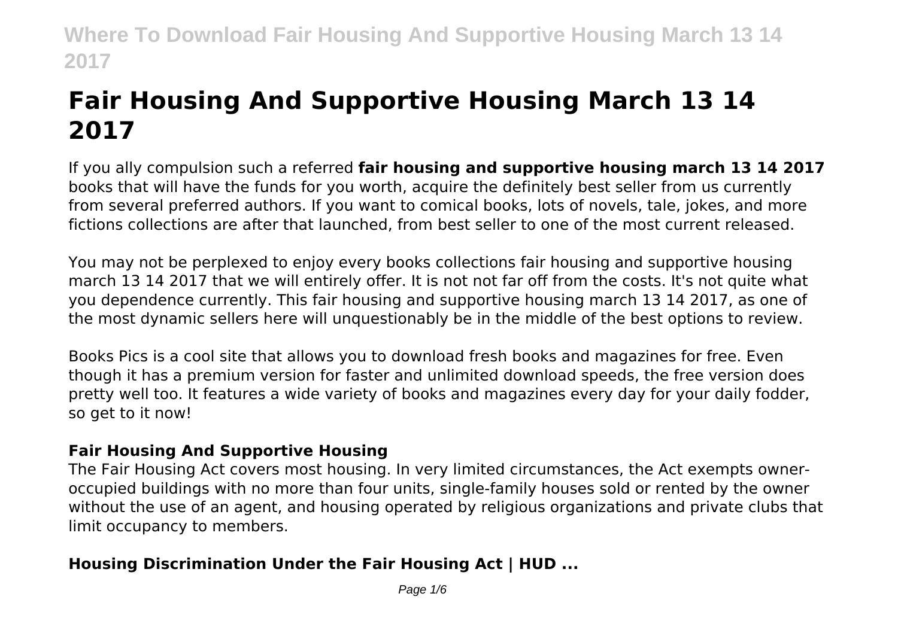# Fair Housing And Supportive Housing March 13 14 2017

If you ally compulsion such a referred **fair housing and supportive housing march 13 14 2017** books that will have the funds for you worth, acquire the definitely best seller from us currently from several preferred authors. If you want to comical books, lots of novels, tale, jokes, and more fictions collections are after that launched, from best seller to one of the most current released.

You may not be perplexed to enjoy every books collections fair housing and supportive housing march 13 14 2017 that we will entirely offer. It is not not far off from the costs. It's not quite what you dependence currently. This fair housing and supportive housing march 13 14 2017, as one of the most dynamic sellers here will unquestionably be in the middle of the best options to review.

Books Pics is a cool site that allows you to download fresh books and magazines for free. Even though it has a premium version for faster and unlimited download speeds, the free version does pretty well too. It features a wide variety of books and magazines every day for your daily fodder, so get to it now!

## Fair Housing And Supportive Housing

The Fair Housing Act covers most housing. In very limited circumstances, the Act exempts owner-occupied buildings with no more than four units, single-family houses sold or rented by the owner without the use of an agent, and housing operated by religious organizations and private clubs that limit occupancy to members.

## Housing Discrimination Under the Fair Housing Act | HUD ...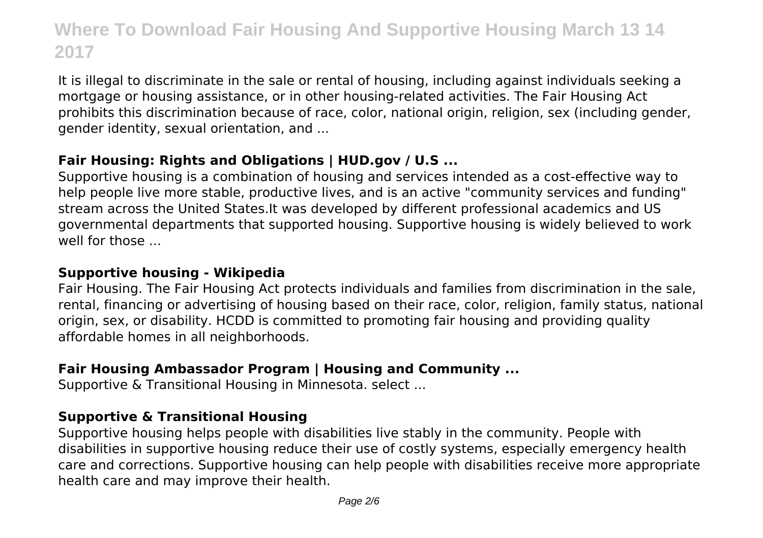It is illegal to discriminate in the sale or rental of housing, including against individuals seeking a mortgage or housing assistance, or in other housing-related activities. The Fair Housing Act prohibits this discrimination because of race, color, national origin, religion, sex (including gender, gender identity, sexual orientation, and ...

### Fair Housing: Rights and Obligations | HUD.gov / U.S ...

Supportive housing is a combination of housing and services intended as a cost-effective way to help people live more stable, productive lives, and is an active "community services and funding" stream across the United States.It was developed by different professional academics and US governmental departments that supported housing. Supportive housing is widely believed to work well for those ...

### Supportive housing - Wikipedia

Fair Housing. The Fair Housing Act protects individuals and families from discrimination in the sale, rental, financing or advertising of housing based on their race, color, religion, family status, national origin, sex, or disability. HCDD is committed to promoting fair housing and providing quality affordable homes in all neighborhoods.

### Fair Housing Ambassador Program | Housing and Community ...

Supportive & Transitional Housing in Minnesota. select ...

### Supportive & Transitional Housing

Supportive housing helps people with disabilities live stably in the community. People with disabilities in supportive housing reduce their use of costly systems, especially emergency health care and corrections. Supportive housing can help people with disabilities receive more appropriate health care and may improve their health.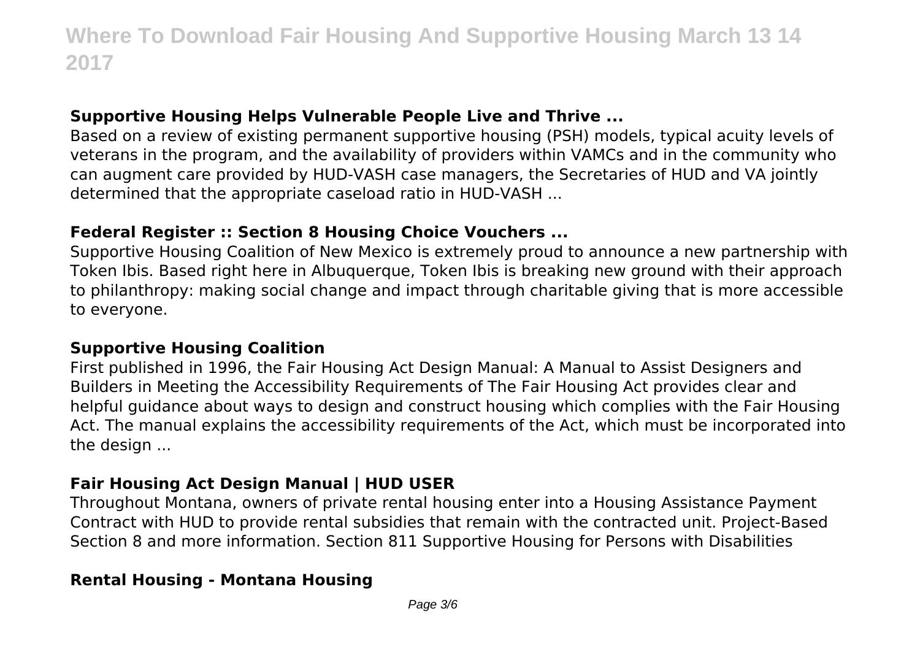### Supportive Housing Helps Vulnerable People Live and Thrive ...

Based on a review of existing permanent supportive housing (PSH) models, typical acuity levels of veterans in the program, and the availability of providers within VAMCs and in the community who can augment care provided by HUD-VASH case managers, the Secretaries of HUD and VA jointly determined that the appropriate caseload ratio in HUD-VASH ...

### Federal Register :: Section 8 Housing Choice Vouchers ...

Supportive Housing Coalition of New Mexico is extremely proud to announce a new partnership with Token Ibis. Based right here in Albuquerque, Token Ibis is breaking new ground with their approach to philanthropy: making social change and impact through charitable giving that is more accessible to everyone.

### Supportive Housing Coalition

First published in 1996, the Fair Housing Act Design Manual: A Manual to Assist Designers and Builders in Meeting the Accessibility Requirements of The Fair Housing Act provides clear and helpful guidance about ways to design and construct housing which complies with the Fair Housing Act. The manual explains the accessibility requirements of the Act, which must be incorporated into the design ...

### Fair Housing Act Design Manual | HUD USER

Throughout Montana, owners of private rental housing enter into a Housing Assistance Payment Contract with HUD to provide rental subsidies that remain with the contracted unit. Project-Based Section 8 and more information. Section 811 Supportive Housing for Persons with Disabilities

### Rental Housing - Montana Housing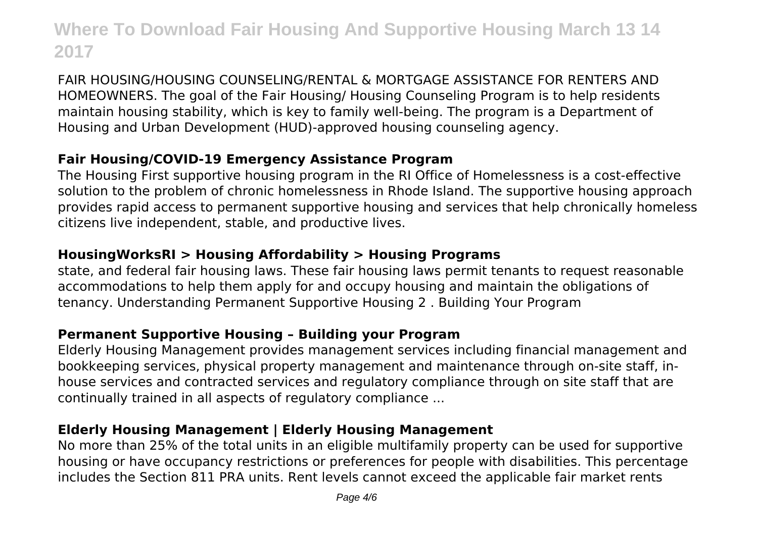FAIR HOUSING/HOUSING COUNSELING/RENTAL & MORTGAGE ASSISTANCE FOR RENTERS AND HOMEOWNERS. The goal of the Fair Housing/ Housing Counseling Program is to help residents maintain housing stability, which is key to family well-being. The program is a Department of Housing and Urban Development (HUD)-approved housing counseling agency.

### Fair Housing/COVID-19 Emergency Assistance Program

The Housing First supportive housing program in the RI Office of Homelessness is a cost-effective solution to the problem of chronic homelessness in Rhode Island. The supportive housing approach provides rapid access to permanent supportive housing and services that help chronically homeless citizens live independent, stable, and productive lives.

### HousingWorksRI > Housing Affordability > Housing Programs

state, and federal fair housing laws. These fair housing laws permit tenants to request reasonable accommodations to help them apply for and occupy housing and maintain the obligations of tenancy. Understanding Permanent Supportive Housing 2 . Building Your Program

### Permanent Supportive Housing – Building your Program

Elderly Housing Management provides management services including financial management and bookkeeping services, physical property management and maintenance through on-site staff, in-house services and contracted services and regulatory compliance through on site staff that are continually trained in all aspects of regulatory compliance ...

### Elderly Housing Management | Elderly Housing Management

No more than 25% of the total units in an eligible multifamily property can be used for supportive housing or have occupancy restrictions or preferences for people with disabilities. This percentage includes the Section 811 PRA units. Rent levels cannot exceed the applicable fair market rents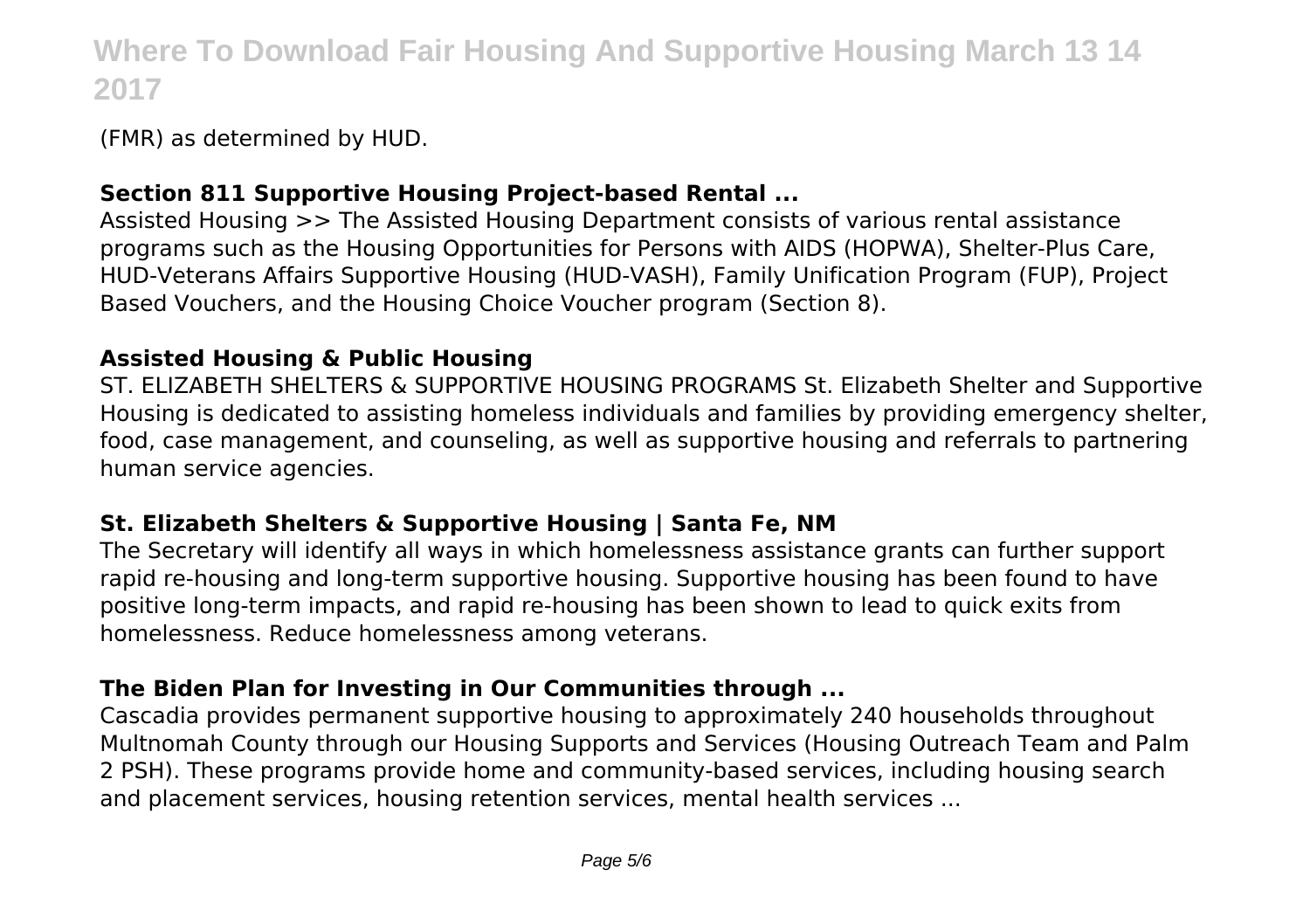(FMR) as determined by HUD.

### **Section 811 Supportive Housing Project-based Rental ...**

Assisted Housing >> The Assisted Housing Department consists of various rental assistance programs such as the Housing Opportunities for Persons with AIDS (HOPWA), Shelter-Plus Care, HUD-Veterans Affairs Supportive Housing (HUD-VASH), Family Unification Program (FUP), Project Based Vouchers, and the Housing Choice Voucher program (Section 8).

### **Assisted Housing & Public Housing**

ST. ELIZABETH SHELTERS & SUPPORTIVE HOUSING PROGRAMS St. Elizabeth Shelter and Supportive Housing is dedicated to assisting homeless individuals and families by providing emergency shelter, food, case management, and counseling, as well as supportive housing and referrals to partnering human service agencies.

### **St. Elizabeth Shelters & Supportive Housing | Santa Fe, NM**

The Secretary will identify all ways in which homelessness assistance grants can further support rapid re-housing and long-term supportive housing. Supportive housing has been found to have positive long-term impacts, and rapid re-housing has been shown to lead to quick exits from homelessness. Reduce homelessness among veterans.

### **The Biden Plan for Investing in Our Communities through ...**

Cascadia provides permanent supportive housing to approximately 240 households throughout Multnomah County through our Housing Supports and Services (Housing Outreach Team and Palm 2 PSH). These programs provide home and community-based services, including housing search and placement services, housing retention services, mental health services ...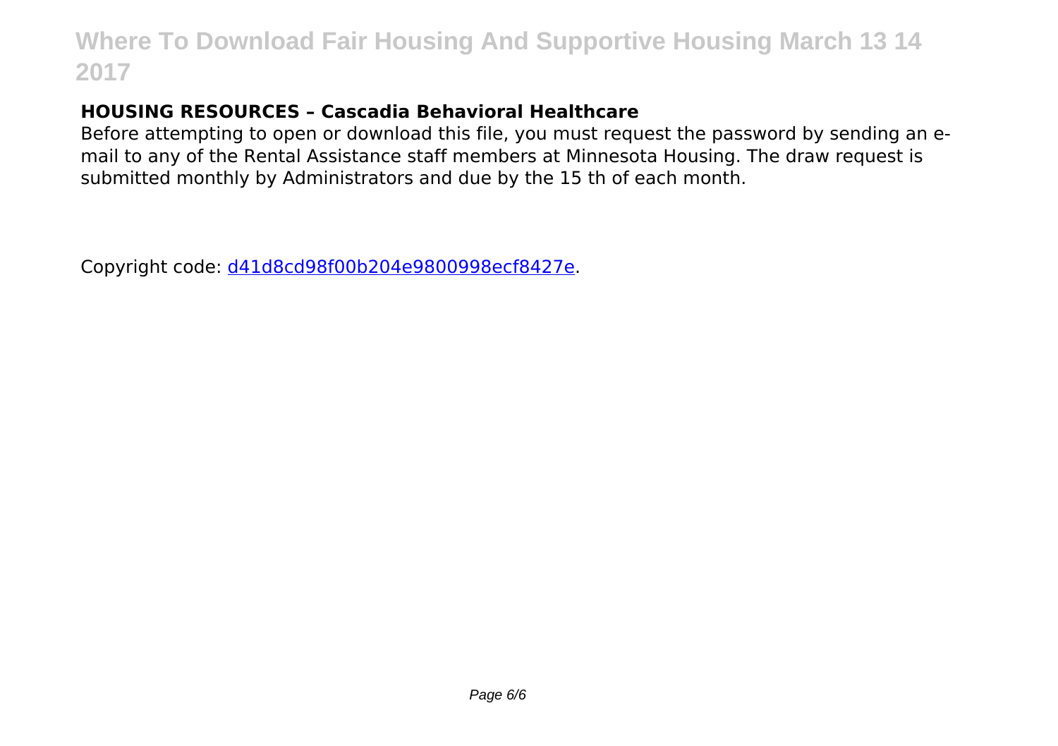### HOUSING RESOURCES – Cascadia Behavioral Healthcare

Before attempting to open or download this file, you must request the password by sending an e-mail to any of the Rental Assistance staff members at Minnesota Housing. The draw request is submitted monthly by Administrators and due by the 15 th of each month.

Copyright code: d41d8cd98f00b204e9800998ecf8427e.